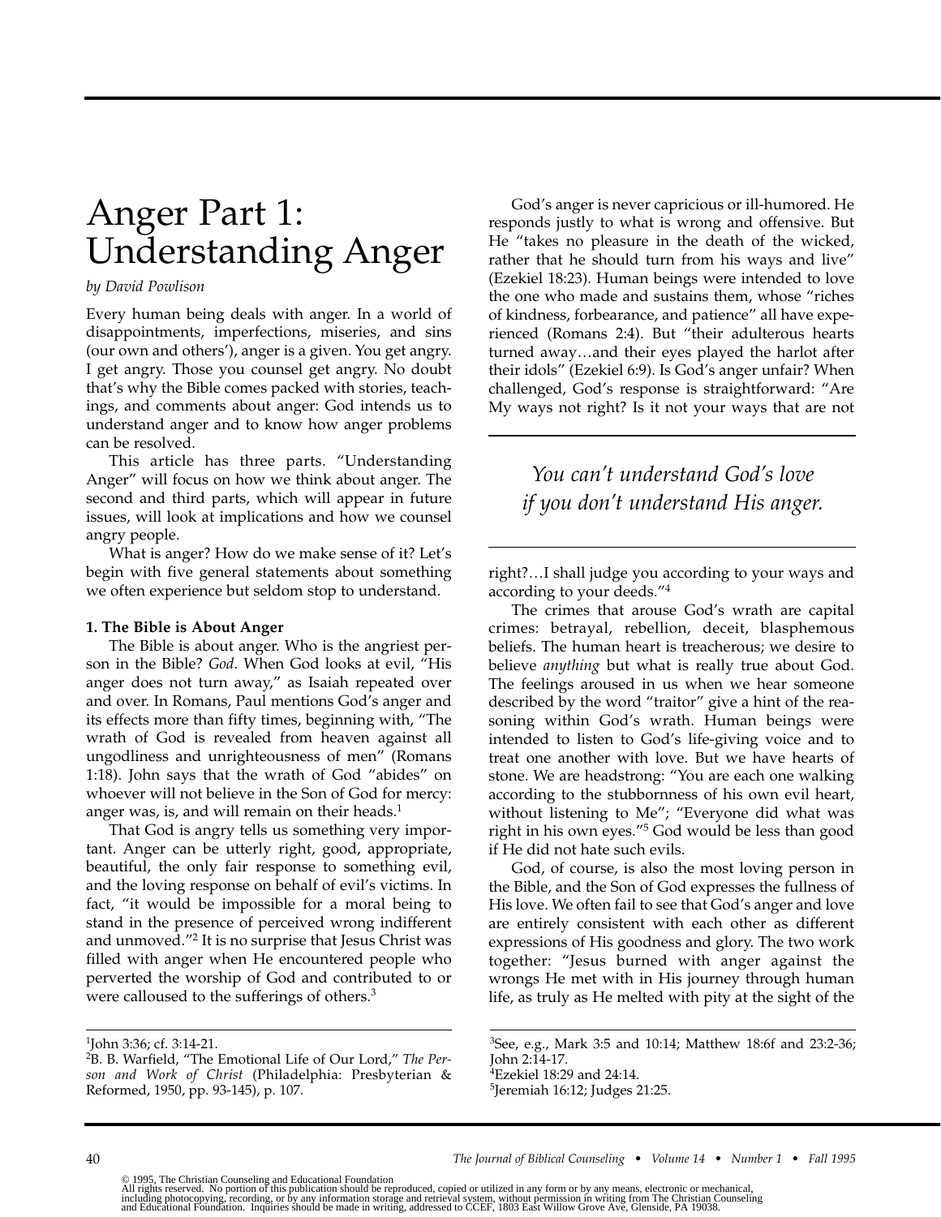# Anger Part 1: Understanding Anger

*by David Powlison*

Every human being deals with anger. In a world of disappointments, imperfections, miseries, and sins (our own and others'), anger is a given. You get angry. I get angry. Those you counsel get angry. No doubt that's why the Bible comes packed with stories, teachings, and comments about anger: God intends us to understand anger and to know how anger problems can be resolved.

This article has three parts. "Understanding Anger" will focus on how we think about anger. The second and third parts, which will appear in future issues, will look at implications and how we counsel angry people.

What is anger? How do we make sense of it? Let's begin with five general statements about something we often experience but seldom stop to understand.

**1. The Bible is About Anger**

The Bible is about anger. Who is the angriest person in the Bible? *God*. When God looks at evil, "His anger does not turn away," as Isaiah repeated over and over. In Romans, Paul mentions God's anger and its effects more than fifty times, beginning with, "The wrath of God is revealed from heaven against all ungodliness and unrighteousness of men" (Romans 1:18). John says that the wrath of God "abides" on whoever will not believe in the Son of God for mercy: anger was, is, and will remain on their heads.[1]

That God is angry tells us something very important. Anger can be utterly right, good, appropriate, beautiful, the only fair response to something evil, and the loving response on behalf of evil's victims. In fact, "it would be impossible for a moral being to stand in the presence of perceived wrong indifferent and unmoved."[2] It is no surprise that Jesus Christ was filled with anger when He encountered people who perverted the worship of God and contributed to or were calloused to the sufferings of others.[3]

God's anger is never capricious or ill-humored. He responds justly to what is wrong and offensive. But He "takes no pleasure in the death of the wicked, rather that he should turn from his ways and live" (Ezekiel 18:23). Human beings were intended to love the one who made and sustains them, whose "riches of kindness, forbearance, and patience" all have experienced (Romans 2:4). But "their adulterous hearts turned away…and their eyes played the harlot after their idols" (Ezekiel 6:9). Is God's anger unfair? When challenged, God's response is straightforward: "Are My ways not right? Is it not your ways that are not right?…I shall judge you according to your ways and according to your deeds."[4]

> *You can't understand God's love if you don't understand His anger.*

The crimes that arouse God's wrath are capital crimes: betrayal, rebellion, deceit, blasphemous beliefs. The human heart is treacherous; we desire to believe *anything* but what is really true about God. The feelings aroused in us when we hear someone described by the word "traitor" give a hint of the reasoning within God's wrath. Human beings were intended to listen to God's life-giving voice and to treat one another with love. But we have hearts of stone. We are headstrong: "You are each one walking according to the stubbornness of his own evil heart, without listening to Me"; "Everyone did what was right in his own eyes."[5] God would be less than good if He did not hate such evils.

God, of course, is also the most loving person in the Bible, and the Son of God expresses the fullness of His love. We often fail to see that God's anger and love are entirely consistent with each other as different expressions of His goodness and glory. The two work together: "Jesus burned with anger against the wrongs He met with in His journey through human life, as truly as He melted with pity at the sight of the

---

[1] John 3:36; cf. 3:14-21.

[2] B. B. Warfield, "The Emotional Life of Our Lord," *The Person and Work of Christ* (Philadelphia: Presbyterian & Reformed, 1950, pp. 93-145), p. 107.

[3] See, e.g., Mark 3:5 and 10:14; Matthew 18:6f and 23:2-36; John 2:14-17.

[4] Ezekiel 18:29 and 24:14.

[5] Jeremiah 16:12; Judges 21:25.

© 1995, The Christian Counseling and Educational Foundation
All rights reserved. No portion of this publication should be reproduced, copied or utilized in any form or by any means, electronic or mechanical, including photocopying, recording, or by any information storage and retrieval system, without permission in writing from The Christian Counseling and Educational Foundation. Inquiries should be made in writing, addressed to CCEF, 1803 East Willow Grove Ave, Glenside, PA 19038.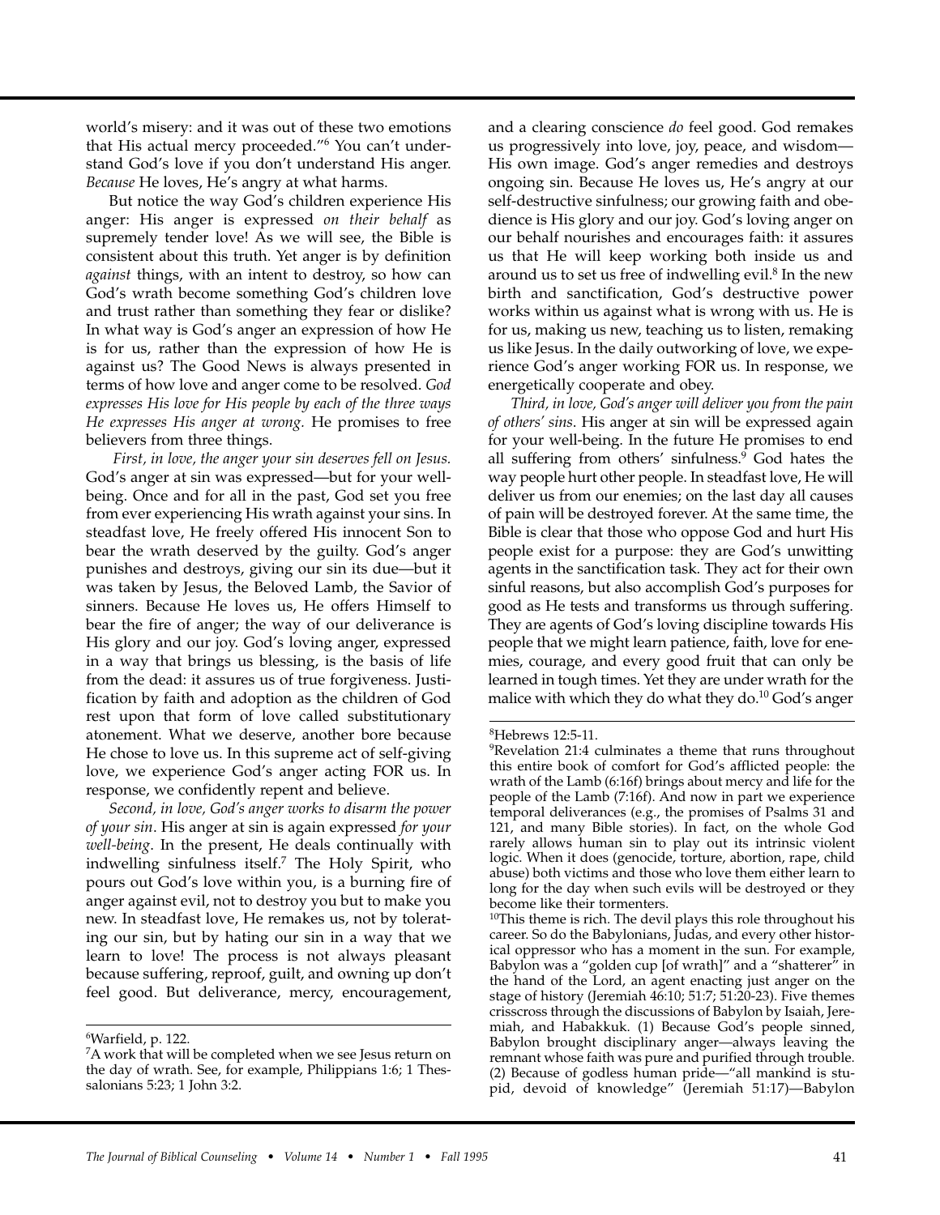world's misery: and it was out of these two emotions that His actual mercy proceeded."[6] You can't understand God's love if you don't understand His anger. *Because* He loves, He's angry at what harms.

But notice the way God's children experience His anger: His anger is expressed *on their behalf* as supremely tender love! As we will see, the Bible is consistent about this truth. Yet anger is by definition *against* things, with an intent to destroy, so how can God's wrath become something God's children love and trust rather than something they fear or dislike? In what way is God's anger an expression of how He is for us, rather than the expression of how He is against us? The Good News is always presented in terms of how love and anger come to be resolved. *God expresses His love for His people by each of the three ways He expresses His anger at wrong.* He promises to free believers from three things.

*First, in love, the anger your sin deserves fell on Jesus.* God's anger at sin was expressed—but for your well-being. Once and for all in the past, God set you free from ever experiencing His wrath against your sins. In steadfast love, He freely offered His innocent Son to bear the wrath deserved by the guilty. God's anger punishes and destroys, giving our sin its due—but it was taken by Jesus, the Beloved Lamb, the Savior of sinners. Because He loves us, He offers Himself to bear the fire of anger; the way of our deliverance is His glory and our joy. God's loving anger, expressed in a way that brings us blessing, is the basis of life from the dead: it assures us of true forgiveness. Justification by faith and adoption as the children of God rest upon that form of love called substitutionary atonement. What we deserve, another bore because He chose to love us. In this supreme act of self-giving love, we experience God's anger acting FOR us. In response, we confidently repent and believe.

*Second, in love, God's anger works to disarm the power of your sin*. His anger at sin is again expressed *for your well-being*. In the present, He deals continually with indwelling sinfulness itself.[7] The Holy Spirit, who pours out God's love within you, is a burning fire of anger against evil, not to destroy you but to make you new. In steadfast love, He remakes us, not by tolerating our sin, but by hating our sin in a way that we learn to love! The process is not always pleasant because suffering, reproof, guilt, and owning up don't feel good. But deliverance, mercy, encouragement, and a clearing conscience *do* feel good. God remakes us progressively into love, joy, peace, and wisdom—His own image. God's anger remedies and destroys ongoing sin. Because He loves us, He's angry at our self-destructive sinfulness; our growing faith and obedience is His glory and our joy. God's loving anger on our behalf nourishes and encourages faith: it assures us that He will keep working both inside us and around us to set us free of indwelling evil.[8] In the new birth and sanctification, God's destructive power works within us against what is wrong with us. He is for us, making us new, teaching us to listen, remaking us like Jesus. In the daily outworking of love, we experience God's anger working FOR us. In response, we energetically cooperate and obey.

*Third, in love, God's anger will deliver you from the pain of others' sins.* His anger at sin will be expressed again for your well-being. In the future He promises to end all suffering from others' sinfulness.[9] God hates the way people hurt other people. In steadfast love, He will deliver us from our enemies; on the last day all causes of pain will be destroyed forever. At the same time, the Bible is clear that those who oppose God and hurt His people exist for a purpose: they are God's unwitting agents in the sanctification task. They act for their own sinful reasons, but also accomplish God's purposes for good as He tests and transforms us through suffering. They are agents of God's loving discipline towards His people that we might learn patience, faith, love for enemies, courage, and every good fruit that can only be learned in tough times. Yet they are under wrath for the malice with which they do what they do.[10] God's anger

---

[6] Warfield, p. 122.

[7] A work that will be completed when we see Jesus return on the day of wrath. See, for example, Philippians 1:6; 1 Thessalonians 5:23; 1 John 3:2.

[8] Hebrews 12:5-11.

[9] Revelation 21:4 culminates a theme that runs throughout this entire book of comfort for God's afflicted people: the wrath of the Lamb (6:16f) brings about mercy and life for the people of the Lamb (7:16f). And now in part we experience temporal deliverances (e.g., the promises of Psalms 31 and 121, and many Bible stories). In fact, on the whole God rarely allows human sin to play out its intrinsic violent logic. When it does (genocide, torture, abortion, rape, child abuse) both victims and those who love them either learn to long for the day when such evils will be destroyed or they become like their tormenters.

[10] This theme is rich. The devil plays this role throughout his career. So do the Babylonians, Judas, and every other historical oppressor who has a moment in the sun. For example, Babylon was a "golden cup [of wrath]" and a "shatterer" in the hand of the Lord, an agent enacting just anger on the stage of history (Jeremiah 46:10; 51:7; 51:20-23). Five themes crisscross through the discussions of Babylon by Isaiah, Jeremiah, and Habakkuk. (1) Because God's people sinned, Babylon brought disciplinary anger—always leaving the remnant whose faith was pure and purified through trouble. (2) Because of godless human pride—"all mankind is stupid, devoid of knowledge" (Jeremiah 51:17)—Babylon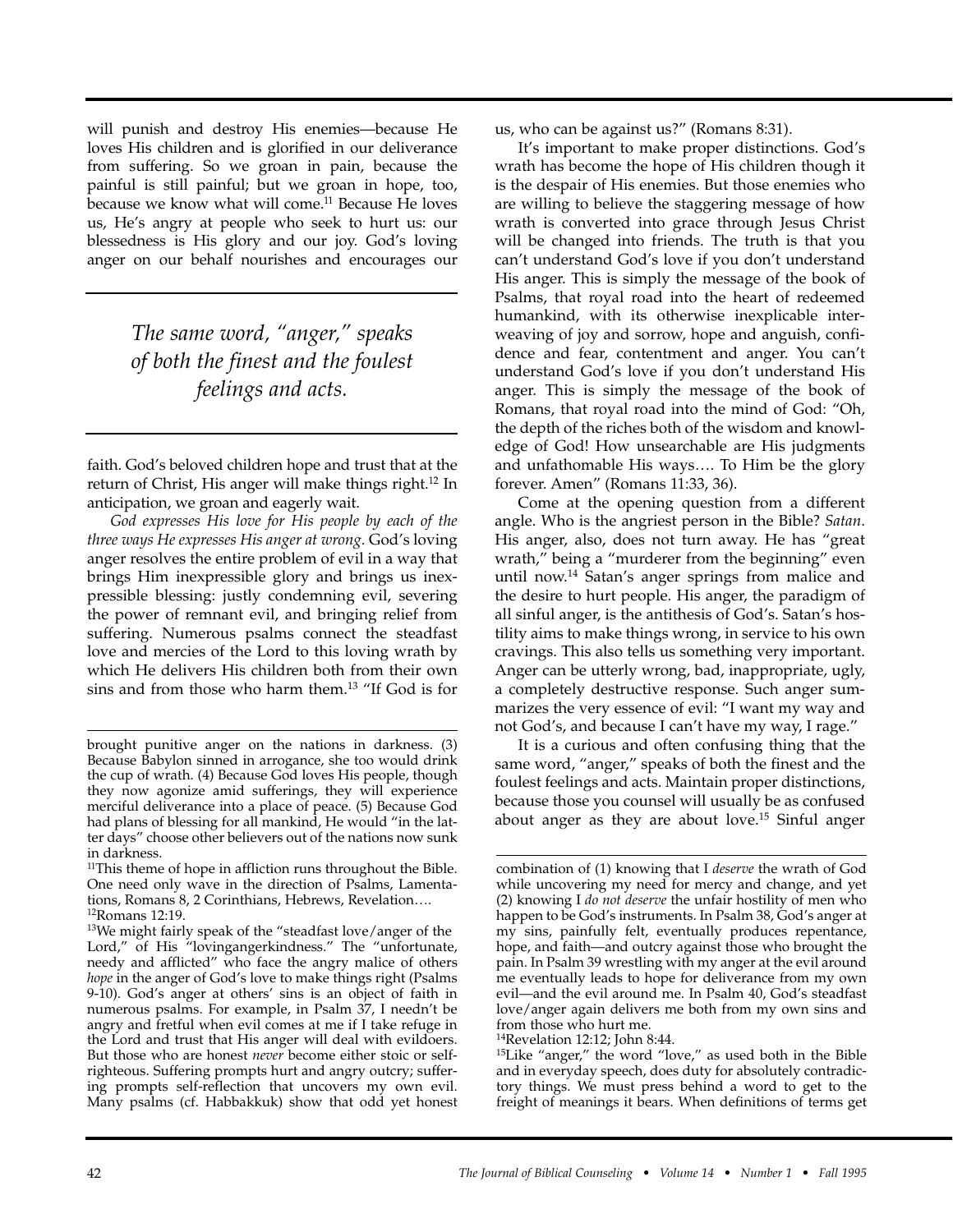will punish and destroy His enemies—because He loves His children and is glorified in our deliverance from suffering. So we groan in pain, because the painful is still painful; but we groan in hope, too, because we know what will come.[11] Because He loves us, He's angry at people who seek to hurt us: our blessedness is His glory and our joy. God's loving anger on our behalf nourishes and encourages our faith. God's beloved children hope and trust that at the return of Christ, His anger will make things right.[12] In anticipation, we groan and eagerly wait.

> *The same word, "anger," speaks of both the finest and the foulest feelings and acts.*

*God expresses His love for His people by each of the three ways He expresses His anger at wrong.* God's loving anger resolves the entire problem of evil in a way that brings Him inexpressible glory and brings us inexpressible blessing: justly condemning evil, severing the power of remnant evil, and bringing relief from suffering. Numerous psalms connect the steadfast love and mercies of the Lord to this loving wrath by which He delivers His children both from their own sins and from those who harm them.[13] "If God is for us, who can be against us?" (Romans 8:31).

It's important to make proper distinctions. God's wrath has become the hope of His children though it is the despair of His enemies. But those enemies who are willing to believe the staggering message of how wrath is converted into grace through Jesus Christ will be changed into friends. The truth is that you can't understand God's love if you don't understand His anger. This is simply the message of the book of Psalms, that royal road into the heart of redeemed humankind, with its otherwise inexplicable interweaving of joy and sorrow, hope and anguish, confidence and fear, contentment and anger. You can't understand God's love if you don't understand His anger. This is simply the message of the book of Romans, that royal road into the mind of God: "Oh, the depth of the riches both of the wisdom and knowledge of God! How unsearchable are His judgments and unfathomable His ways…. To Him be the glory forever. Amen" (Romans 11:33, 36).

Come at the opening question from a different angle. Who is the angriest person in the Bible? *Satan*. His anger, also, does not turn away. He has "great wrath," being a "murderer from the beginning" even until now.[14] Satan's anger springs from malice and the desire to hurt people. His anger, the paradigm of all sinful anger, is the antithesis of God's. Satan's hostility aims to make things wrong, in service to his own cravings. This also tells us something very important. Anger can be utterly wrong, bad, inappropriate, ugly, a completely destructive response. Such anger summarizes the very essence of evil: "I want my way and not God's, and because I can't have my way, I rage."

It is a curious and often confusing thing that the same word, "anger," speaks of both the finest and the foulest feelings and acts. Maintain proper distinctions, because those you counsel will usually be as confused about anger as they are about love.[15] Sinful anger

---

brought punitive anger on the nations in darkness. (3) Because Babylon sinned in arrogance, she too would drink the cup of wrath. (4) Because God loves His people, though they now agonize amid sufferings, they will experience merciful deliverance into a place of peace. (5) Because God had plans of blessing for all mankind, He would "in the latter days" choose other believers out of the nations now sunk in darkness.

[11] This theme of hope in affliction runs throughout the Bible. One need only wave in the direction of Psalms, Lamentations, Romans 8, 2 Corinthians, Hebrews, Revelation….

[12] Romans 12:19.

[13] We might fairly speak of the "steadfast love/anger of the Lord," of His "lovingangerkindness." The "unfortunate, needy and afflicted" who face the angry malice of others *hope* in the anger of God's love to make things right (Psalms 9-10). God's anger at others' sins is an object of faith in numerous psalms. For example, in Psalm 37, I needn't be angry and fretful when evil comes at me if I take refuge in the Lord and trust that His anger will deal with evildoers. But those who are honest *never* become either stoic or self-righteous. Suffering prompts hurt and angry outcry; suffering prompts self-reflection that uncovers my own evil. Many psalms (cf. Habbakkuk) show that odd yet honest combination of (1) knowing that I *deserve* the wrath of God while uncovering my need for mercy and change, and yet (2) knowing I *do not deserve* the unfair hostility of men who happen to be God's instruments. In Psalm 38, God's anger at my sins, painfully felt, eventually produces repentance, hope, and faith—and outcry against those who brought the pain. In Psalm 39 wrestling with my anger at the evil around me eventually leads to hope for deliverance from my own evil—and the evil around me. In Psalm 40, God's steadfast love/anger again delivers me both from my own sins and from those who hurt me.

[14] Revelation 12:12; John 8:44.

[15] Like "anger," the word "love," as used both in the Bible and in everyday speech, does duty for absolutely contradictory things. We must press behind a word to get to the freight of meanings it bears. When definitions of terms get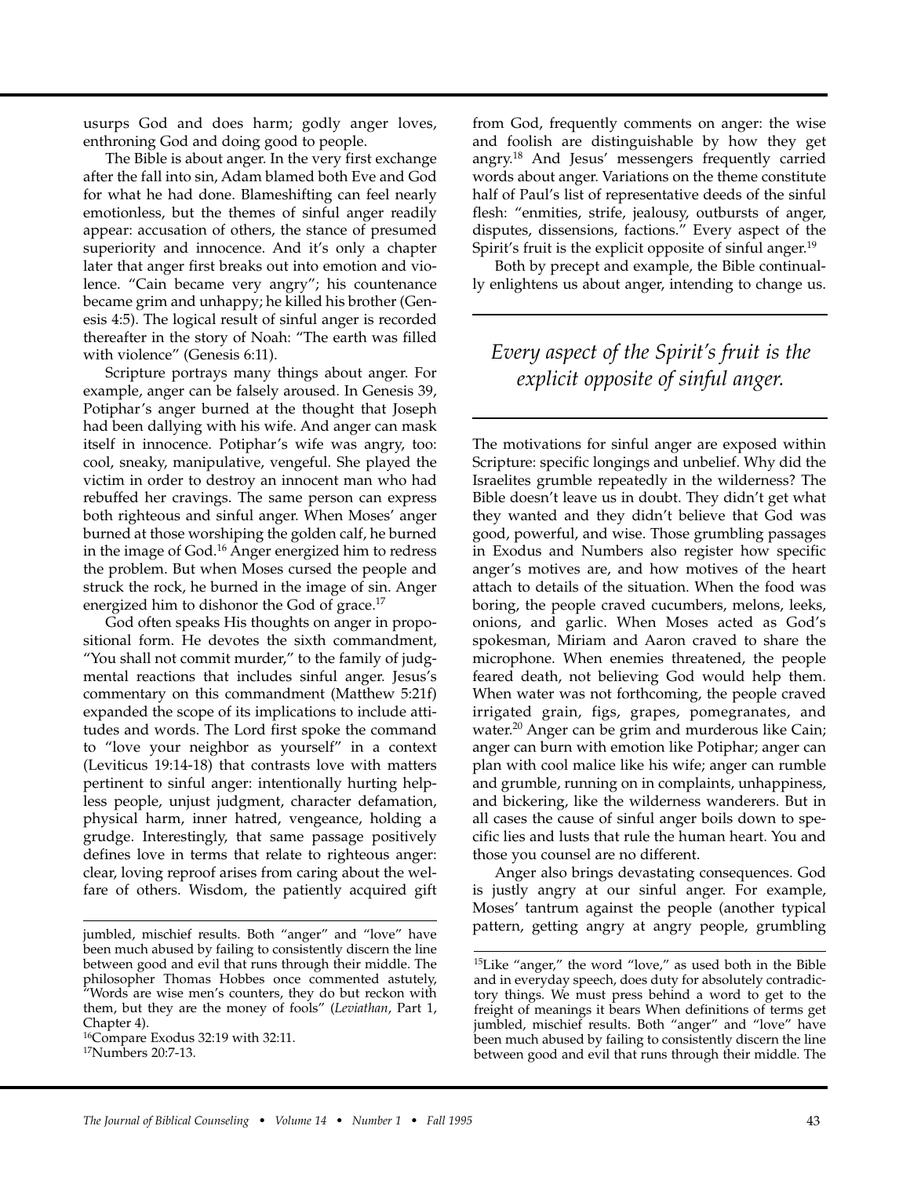usurps God and does harm; godly anger loves, enthroning God and doing good to people.

The Bible is about anger. In the very first exchange after the fall into sin, Adam blamed both Eve and God for what he had done. Blameshifting can feel nearly emotionless, but the themes of sinful anger readily appear: accusation of others, the stance of presumed superiority and innocence. And it's only a chapter later that anger first breaks out into emotion and violence. "Cain became very angry"; his countenance became grim and unhappy; he killed his brother (Genesis 4:5). The logical result of sinful anger is recorded thereafter in the story of Noah: "The earth was filled with violence" (Genesis 6:11).

Scripture portrays many things about anger. For example, anger can be falsely aroused. In Genesis 39, Potiphar's anger burned at the thought that Joseph had been dallying with his wife. And anger can mask itself in innocence. Potiphar's wife was angry, too: cool, sneaky, manipulative, vengeful. She played the victim in order to destroy an innocent man who had rebuffed her cravings. The same person can express both righteous and sinful anger. When Moses' anger burned at those worshiping the golden calf, he burned in the image of God.[16] Anger energized him to redress the problem. But when Moses cursed the people and struck the rock, he burned in the image of sin. Anger energized him to dishonor the God of grace.[17]

God often speaks His thoughts on anger in propositional form. He devotes the sixth commandment, "You shall not commit murder," to the family of judgmental reactions that includes sinful anger. Jesus's commentary on this commandment (Matthew 5:21f) expanded the scope of its implications to include attitudes and words. The Lord first spoke the command to "love your neighbor as yourself" in a context (Leviticus 19:14-18) that contrasts love with matters pertinent to sinful anger: intentionally hurting helpless people, unjust judgment, character defamation, physical harm, inner hatred, vengeance, holding a grudge. Interestingly, that same passage positively defines love in terms that relate to righteous anger: clear, loving reproof arises from caring about the welfare of others. Wisdom, the patiently acquired gift from God, frequently comments on anger: the wise and foolish are distinguishable by how they get angry.[18] And Jesus' messengers frequently carried words about anger. Variations on the theme constitute half of Paul's list of representative deeds of the sinful flesh: "enmities, strife, jealousy, outbursts of anger, disputes, dissensions, factions." Every aspect of the Spirit's fruit is the explicit opposite of sinful anger.[19]

Both by precept and example, the Bible continually enlightens us about anger, intending to change us.

> *Every aspect of the Spirit's fruit is the explicit opposite of sinful anger.*

The motivations for sinful anger are exposed within Scripture: specific longings and unbelief. Why did the Israelites grumble repeatedly in the wilderness? The Bible doesn't leave us in doubt. They didn't get what they wanted and they didn't believe that God was good, powerful, and wise. Those grumbling passages in Exodus and Numbers also register how specific anger's motives are, and how motives of the heart attach to details of the situation. When the food was boring, the people craved cucumbers, melons, leeks, onions, and garlic. When Moses acted as God's spokesman, Miriam and Aaron craved to share the microphone. When enemies threatened, the people feared death, not believing God would help them. When water was not forthcoming, the people craved irrigated grain, figs, grapes, pomegranates, and water.[20] Anger can be grim and murderous like Cain; anger can burn with emotion like Potiphar; anger can plan with cool malice like his wife; anger can rumble and grumble, running on in complaints, unhappiness, and bickering, like the wilderness wanderers. But in all cases the cause of sinful anger boils down to specific lies and lusts that rule the human heart. You and those you counsel are no different.

Anger also brings devastating consequences. God is justly angry at our sinful anger. For example, Moses' tantrum against the people (another typical pattern, getting angry at angry people, grumbling

---

[15]Like "anger," the word "love," as used both in the Bible and in everyday speech, does duty for absolutely contradictory things. We must press behind a word to get to the freight of meanings it bears When definitions of terms get jumbled, mischief results. Both "anger" and "love" have been much abused by failing to consistently discern the line between good and evil that runs through their middle. The philosopher Thomas Hobbes once commented astutely, "Words are wise men's counters, they do but reckon with them, but they are the money of fools" (*Leviathan*, Part 1, Chapter 4).

[16]Compare Exodus 32:19 with 32:11.

[17]Numbers 20:7-13.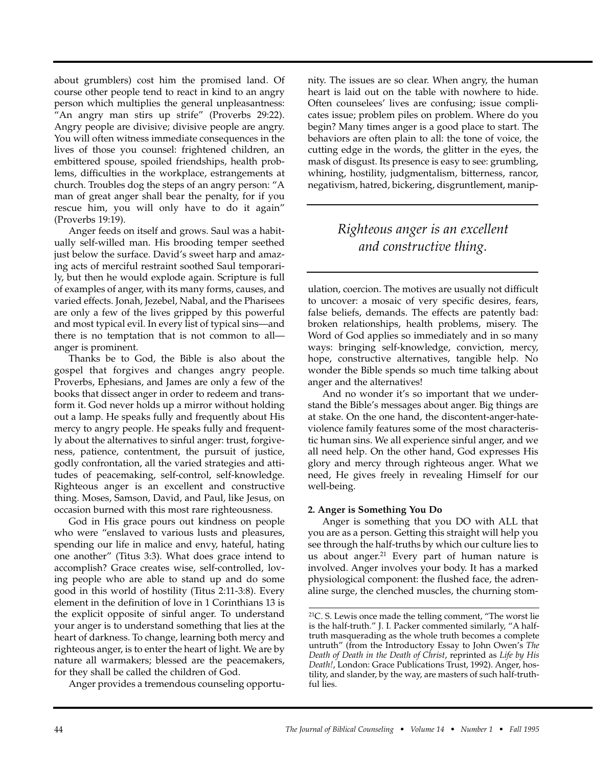about grumblers) cost him the promised land. Of course other people tend to react in kind to an angry person which multiplies the general unpleasantness: "An angry man stirs up strife" (Proverbs 29:22). Angry people are divisive; divisive people are angry. You will often witness immediate consequences in the lives of those you counsel: frightened children, an embittered spouse, spoiled friendships, health problems, difficulties in the workplace, estrangements at church. Troubles dog the steps of an angry person: "A man of great anger shall bear the penalty, for if you rescue him, you will only have to do it again" (Proverbs 19:19).

Anger feeds on itself and grows. Saul was a habitually self-willed man. His brooding temper seethed just below the surface. David's sweet harp and amazing acts of merciful restraint soothed Saul temporarily, but then he would explode again. Scripture is full of examples of anger, with its many forms, causes, and varied effects. Jonah, Jezebel, Nabal, and the Pharisees are only a few of the lives gripped by this powerful and most typical evil. In every list of typical sins—and there is no temptation that is not common to all—anger is prominent.

Thanks be to God, the Bible is also about the gospel that forgives and changes angry people. Proverbs, Ephesians, and James are only a few of the books that dissect anger in order to redeem and transform it. God never holds up a mirror without holding out a lamp. He speaks fully and frequently about His mercy to angry people. He speaks fully and frequently about the alternatives to sinful anger: trust, forgiveness, patience, contentment, the pursuit of justice, godly confrontation, all the varied strategies and attitudes of peacemaking, self-control, self-knowledge. Righteous anger is an excellent and constructive thing. Moses, Samson, David, and Paul, like Jesus, on occasion burned with this most rare righteousness.

God in His grace pours out kindness on people who were "enslaved to various lusts and pleasures, spending our life in malice and envy, hateful, hating one another" (Titus 3:3). What does grace intend to accomplish? Grace creates wise, self-controlled, loving people who are able to stand up and do some good in this world of hostility (Titus 2:11-3:8). Every element in the definition of love in 1 Corinthians 13 is the explicit opposite of sinful anger. To understand your anger is to understand something that lies at the heart of darkness. To change, learning both mercy and righteous anger, is to enter the heart of light. We are by nature all warmakers; blessed are the peacemakers, for they shall be called the children of God.

Anger provides a tremendous counseling opportunity. The issues are so clear. When angry, the human heart is laid out on the table with nowhere to hide. Often counselees' lives are confusing; issue complicates issue; problem piles on problem. Where do you begin? Many times anger is a good place to start. The behaviors are often plain to all: the tone of voice, the cutting edge in the words, the glitter in the eyes, the mask of disgust. Its presence is easy to see: grumbling, whining, hostility, judgmentalism, bitterness, rancor, negativism, hatred, bickering, disgruntlement, manipulation, coercion. The motives are usually not difficult to uncover: a mosaic of very specific desires, fears, false beliefs, demands. The effects are patently bad: broken relationships, health problems, misery. The Word of God applies so immediately and in so many ways: bringing self-knowledge, conviction, mercy, hope, constructive alternatives, tangible help. No wonder the Bible spends so much time talking about anger and the alternatives!

*Righteous anger is an excellent and constructive thing.*

And no wonder it's so important that we understand the Bible's messages about anger. Big things are at stake. On the one hand, the discontent-anger-hate-violence family features some of the most characteristic human sins. We all experience sinful anger, and we all need help. On the other hand, God expresses His glory and mercy through righteous anger. What we need, He gives freely in revealing Himself for our well-being.

**2. Anger is Something You Do**

Anger is something that you DO with ALL that you are as a person. Getting this straight will help you see through the half-truths by which our culture lies to us about anger.[21] Every part of human nature is involved. Anger involves your body. It has a marked physiological component: the flushed face, the adrenaline surge, the clenched muscles, the churning stom-

[21] C. S. Lewis once made the telling comment, "The worst lie is the half-truth." J. I. Packer commented similarly, "A half-truth masquerading as the whole truth becomes a complete untruth" (from the Introductory Essay to John Owen's *The Death of Death in the Death of Christ*, reprinted as *Life by His Death!*, London: Grace Publications Trust, 1992). Anger, hostility, and slander, by the way, are masters of such half-truthful lies.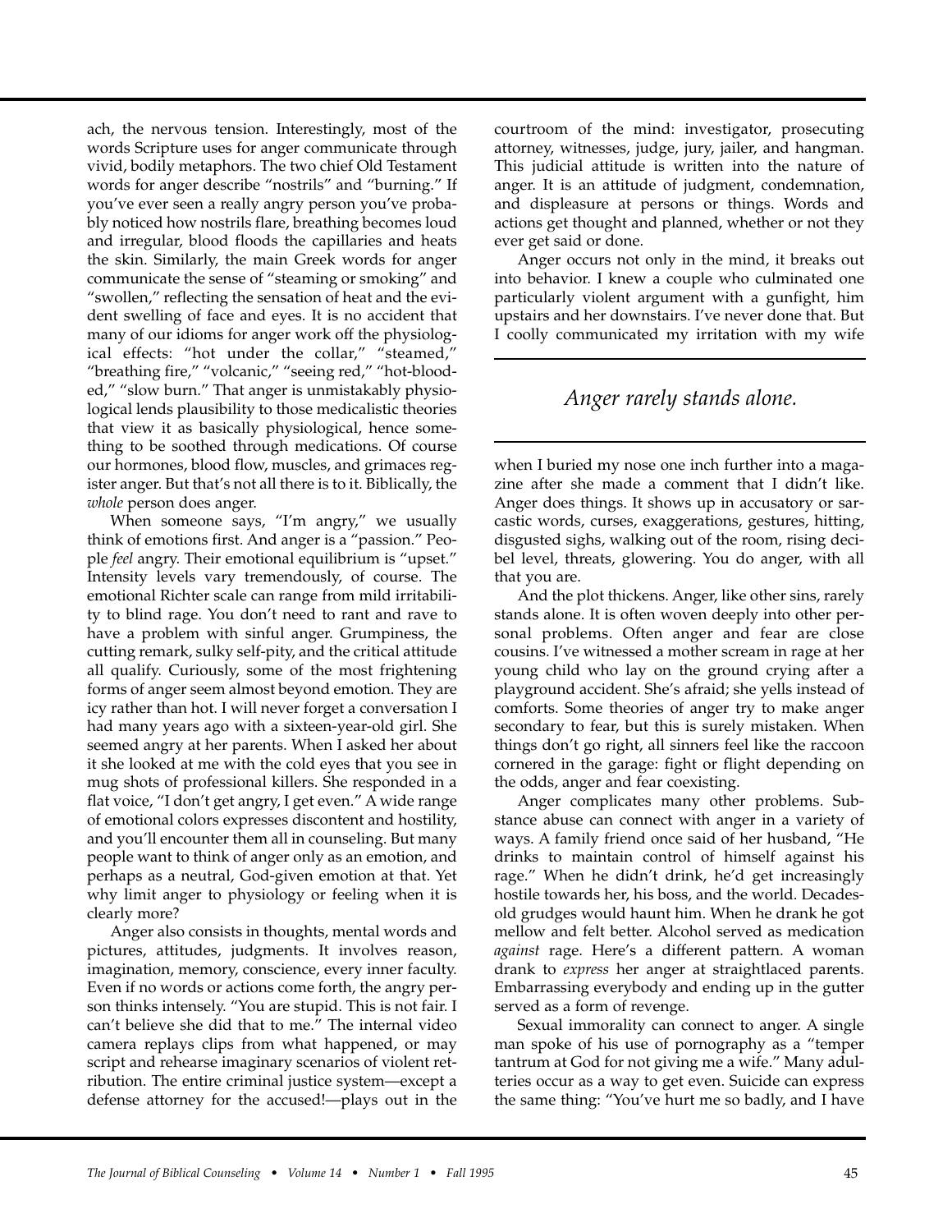ach, the nervous tension. Interestingly, most of the words Scripture uses for anger communicate through vivid, bodily metaphors. The two chief Old Testament words for anger describe "nostrils" and "burning." If you've ever seen a really angry person you've probably noticed how nostrils flare, breathing becomes loud and irregular, blood floods the capillaries and heats the skin. Similarly, the main Greek words for anger communicate the sense of "steaming or smoking" and "swollen," reflecting the sensation of heat and the evident swelling of face and eyes. It is no accident that many of our idioms for anger work off the physiological effects: "hot under the collar," "steamed," "breathing fire," "volcanic," "seeing red," "hot-blooded," "slow burn." That anger is unmistakably physiological lends plausibility to those medicalistic theories that view it as basically physiological, hence something to be soothed through medications. Of course our hormones, blood flow, muscles, and grimaces register anger. But that's not all there is to it. Biblically, the *whole* person does anger.

When someone says, "I'm angry," we usually think of emotions first. And anger is a "passion." People *feel* angry. Their emotional equilibrium is "upset." Intensity levels vary tremendously, of course. The emotional Richter scale can range from mild irritability to blind rage. You don't need to rant and rave to have a problem with sinful anger. Grumpiness, the cutting remark, sulky self-pity, and the critical attitude all qualify. Curiously, some of the most frightening forms of anger seem almost beyond emotion. They are icy rather than hot. I will never forget a conversation I had many years ago with a sixteen-year-old girl. She seemed angry at her parents. When I asked her about it she looked at me with the cold eyes that you see in mug shots of professional killers. She responded in a flat voice, "I don't get angry, I get even." A wide range of emotional colors expresses discontent and hostility, and you'll encounter them all in counseling. But many people want to think of anger only as an emotion, and perhaps as a neutral, God-given emotion at that. Yet why limit anger to physiology or feeling when it is clearly more?

Anger also consists in thoughts, mental words and pictures, attitudes, judgments. It involves reason, imagination, memory, conscience, every inner faculty. Even if no words or actions come forth, the angry person thinks intensely. "You are stupid. This is not fair. I can't believe she did that to me." The internal video camera replays clips from what happened, or may script and rehearse imaginary scenarios of violent retribution. The entire criminal justice system—except a defense attorney for the accused!—plays out in the courtroom of the mind: investigator, prosecuting attorney, witnesses, judge, jury, jailer, and hangman. This judicial attitude is written into the nature of anger. It is an attitude of judgment, condemnation, and displeasure at persons or things. Words and actions get thought and planned, whether or not they ever get said or done.

Anger occurs not only in the mind, it breaks out into behavior. I knew a couple who culminated one particularly violent argument with a gunfight, him upstairs and her downstairs. I've never done that. But I coolly communicated my irritation with my wife when I buried my nose one inch further into a magazine after she made a comment that I didn't like. Anger does things. It shows up in accusatory or sarcastic words, curses, exaggerations, gestures, hitting, disgusted sighs, walking out of the room, rising decibel level, threats, glowering. You do anger, with all that you are.

> *Anger rarely stands alone.*

And the plot thickens. Anger, like other sins, rarely stands alone. It is often woven deeply into other personal problems. Often anger and fear are close cousins. I've witnessed a mother scream in rage at her young child who lay on the ground crying after a playground accident. She's afraid; she yells instead of comforts. Some theories of anger try to make anger secondary to fear, but this is surely mistaken. When things don't go right, all sinners feel like the raccoon cornered in the garage: fight or flight depending on the odds, anger and fear coexisting.

Anger complicates many other problems. Substance abuse can connect with anger in a variety of ways. A family friend once said of her husband, "He drinks to maintain control of himself against his rage." When he didn't drink, he'd get increasingly hostile towards her, his boss, and the world. Decades-old grudges would haunt him. When he drank he got mellow and felt better. Alcohol served as medication *against* rage. Here's a different pattern. A woman drank to *express* her anger at straightlaced parents. Embarrassing everybody and ending up in the gutter served as a form of revenge.

Sexual immorality can connect to anger. A single man spoke of his use of pornography as a "temper tantrum at God for not giving me a wife." Many adulteries occur as a way to get even. Suicide can express the same thing: "You've hurt me so badly, and I have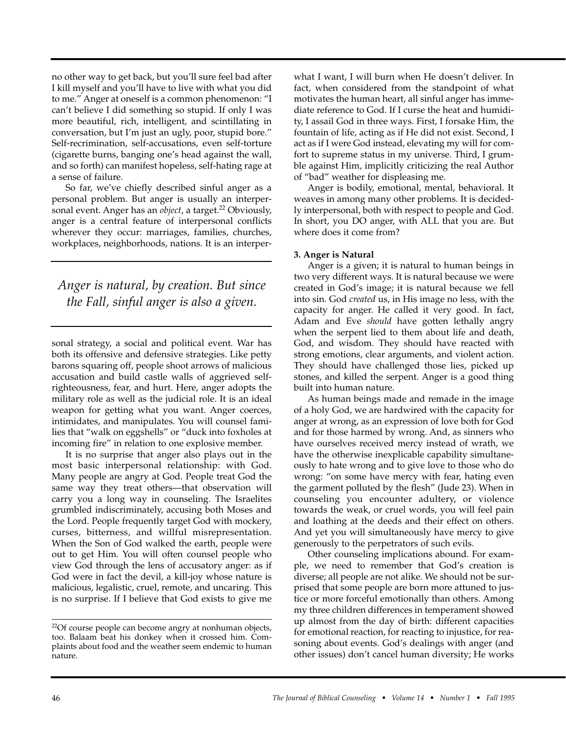no other way to get back, but you'll sure feel bad after I kill myself and you'll have to live with what you did to me." Anger at oneself is a common phenomenon: "I can't believe I did something so stupid. If only I was more beautiful, rich, intelligent, and scintillating in conversation, but I'm just an ugly, poor, stupid bore." Self-recrimination, self-accusations, even self-torture (cigarette burns, banging one's head against the wall, and so forth) can manifest hopeless, self-hating rage at a sense of failure.

So far, we've chiefly described sinful anger as a personal problem. But anger is usually an interpersonal event. Anger has an *object*, a target.[22] Obviously, anger is a central feature of interpersonal conflicts wherever they occur: marriages, families, churches, workplaces, neighborhoods, nations. It is an interpersonal strategy, a social and political event. War has both its offensive and defensive strategies. Like petty barons squaring off, people shoot arrows of malicious accusation and build castle walls of aggrieved self-righteousness, fear, and hurt. Here, anger adopts the military role as well as the judicial role. It is an ideal weapon for getting what you want. Anger coerces, intimidates, and manipulates. You will counsel families that "walk on eggshells" or "duck into foxholes at incoming fire" in relation to one explosive member.

*Anger is natural, by creation. But since the Fall, sinful anger is also a given.*

It is no surprise that anger also plays out in the most basic interpersonal relationship: with God. Many people are angry at God. People treat God the same way they treat others—that observation will carry you a long way in counseling. The Israelites grumbled indiscriminately, accusing both Moses and the Lord. People frequently target God with mockery, curses, bitterness, and willful misrepresentation. When the Son of God walked the earth, people were out to get Him. You will often counsel people who view God through the lens of accusatory anger: as if God were in fact the devil, a kill-joy whose nature is malicious, legalistic, cruel, remote, and uncaring. This is no surprise. If I believe that God exists to give me what I want, I will burn when He doesn't deliver. In fact, when considered from the standpoint of what motivates the human heart, all sinful anger has immediate reference to God. If I curse the heat and humidity, I assail God in three ways. First, I forsake Him, the fountain of life, acting as if He did not exist. Second, I act as if I were God instead, elevating my will for comfort to supreme status in my universe. Third, I grumble against Him, implicitly criticizing the real Author of "bad" weather for displeasing me.

Anger is bodily, emotional, mental, behavioral. It weaves in among many other problems. It is decidedly interpersonal, both with respect to people and God. In short, you DO anger, with ALL that you are. But where does it come from?

**3. Anger is Natural**

Anger is a given; it is natural to human beings in two very different ways. It is natural because we were created in God's image; it is natural because we fell into sin. God *created* us, in His image no less, with the capacity for anger. He called it very good. In fact, Adam and Eve *should* have gotten lethally angry when the serpent lied to them about life and death, God, and wisdom. They should have reacted with strong emotions, clear arguments, and violent action. They should have challenged those lies, picked up stones, and killed the serpent. Anger is a good thing built into human nature.

As human beings made and remade in the image of a holy God, we are hardwired with the capacity for anger at wrong, as an expression of love both for God and for those harmed by wrong. And, as sinners who have ourselves received mercy instead of wrath, we have the otherwise inexplicable capability simultaneously to hate wrong and to give love to those who do wrong: "on some have mercy with fear, hating even the garment polluted by the flesh" (Jude 23). When in counseling you encounter adultery, or violence towards the weak, or cruel words, you will feel pain and loathing at the deeds and their effect on others. And yet you will simultaneously have mercy to give generously to the perpetrators of such evils.

Other counseling implications abound. For example, we need to remember that God's creation is diverse; all people are not alike. We should not be surprised that some people are born more attuned to justice or more forceful emotionally than others. Among my three children differences in temperament showed up almost from the day of birth: different capacities for emotional reaction, for reacting to injustice, for reasoning about events. God's dealings with anger (and other issues) don't cancel human diversity; He works

---

[22] Of course people can become angry at nonhuman objects, too. Balaam beat his donkey when it crossed him. Complaints about food and the weather seem endemic to human nature.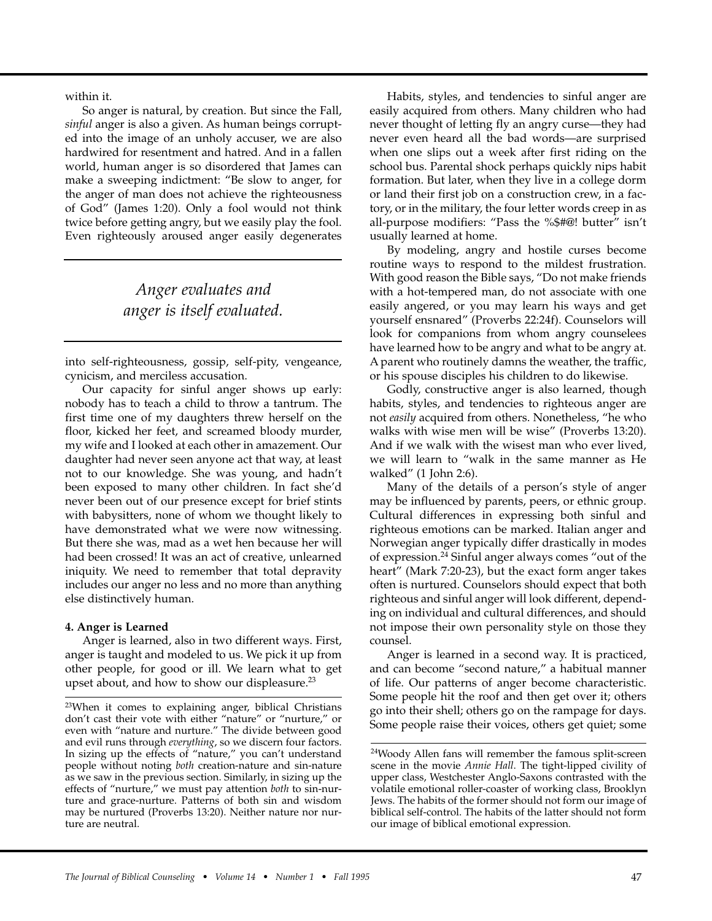within it.

So anger is natural, by creation. But since the Fall, *sinful* anger is also a given. As human beings corrupted into the image of an unholy accuser, we are also hardwired for resentment and hatred. And in a fallen world, human anger is so disordered that James can make a sweeping indictment: "Be slow to anger, for the anger of man does not achieve the righteousness of God" (James 1:20). Only a fool would not think twice before getting angry, but we easily play the fool. Even righteously aroused anger easily degenerates into self-righteousness, gossip, self-pity, vengeance, cynicism, and merciless accusation.

> *Anger evaluates and anger is itself evaluated.*

Our capacity for sinful anger shows up early: nobody has to teach a child to throw a tantrum. The first time one of my daughters threw herself on the floor, kicked her feet, and screamed bloody murder, my wife and I looked at each other in amazement. Our daughter had never seen anyone act that way, at least not to our knowledge. She was young, and hadn't been exposed to many other children. In fact she'd never been out of our presence except for brief stints with babysitters, none of whom we thought likely to have demonstrated what we were now witnessing. But there she was, mad as a wet hen because her will had been crossed! It was an act of creative, unlearned iniquity. We need to remember that total depravity includes our anger no less and no more than anything else distinctively human.

**4. Anger is Learned**

Anger is learned, also in two different ways. First, anger is taught and modeled to us. We pick it up from other people, for good or ill. We learn what to get upset about, and how to show our displeasure.[23]

Habits, styles, and tendencies to sinful anger are easily acquired from others. Many children who had never thought of letting fly an angry curse—they had never even heard all the bad words—are surprised when one slips out a week after first riding on the school bus. Parental shock perhaps quickly nips habit formation. But later, when they live in a college dorm or land their first job on a construction crew, in a factory, or in the military, the four letter words creep in as all-purpose modifiers: "Pass the %$#@! butter" isn't usually learned at home.

By modeling, angry and hostile curses become routine ways to respond to the mildest frustration. With good reason the Bible says, "Do not make friends with a hot-tempered man, do not associate with one easily angered, or you may learn his ways and get yourself ensnared" (Proverbs 22:24f). Counselors will look for companions from whom angry counselees have learned how to be angry and what to be angry at. A parent who routinely damns the weather, the traffic, or his spouse disciples his children to do likewise.

Godly, constructive anger is also learned, though habits, styles, and tendencies to righteous anger are not *easily* acquired from others. Nonetheless, "he who walks with wise men will be wise" (Proverbs 13:20). And if we walk with the wisest man who ever lived, we will learn to "walk in the same manner as He walked" (1 John 2:6).

Many of the details of a person's style of anger may be influenced by parents, peers, or ethnic group. Cultural differences in expressing both sinful and righteous emotions can be marked. Italian anger and Norwegian anger typically differ drastically in modes of expression.[24] Sinful anger always comes "out of the heart" (Mark 7:20-23), but the exact form anger takes often is nurtured. Counselors should expect that both righteous and sinful anger will look different, depending on individual and cultural differences, and should not impose their own personality style on those they counsel.

Anger is learned in a second way. It is practiced, and can become "second nature," a habitual manner of life. Our patterns of anger become characteristic. Some people hit the roof and then get over it; others go into their shell; others go on the rampage for days. Some people raise their voices, others get quiet; some

---

[23] When it comes to explaining anger, biblical Christians don't cast their vote with either "nature" or "nurture," or even with "nature and nurture." The divide between good and evil runs through *everything*, so we discern four factors. In sizing up the effects of "nature," you can't understand people without noting *both* creation-nature and sin-nature as we saw in the previous section. Similarly, in sizing up the effects of "nurture," we must pay attention *both* to sin-nurture and grace-nurture. Patterns of both sin and wisdom may be nurtured (Proverbs 13:20). Neither nature nor nurture are neutral.

[24] Woody Allen fans will remember the famous split-screen scene in the movie *Annie Hall*. The tight-lipped civility of upper class, Westchester Anglo-Saxons contrasted with the volatile emotional roller-coaster of working class, Brooklyn Jews. The habits of the former should not form our image of biblical self-control. The habits of the latter should not form our image of biblical emotional expression.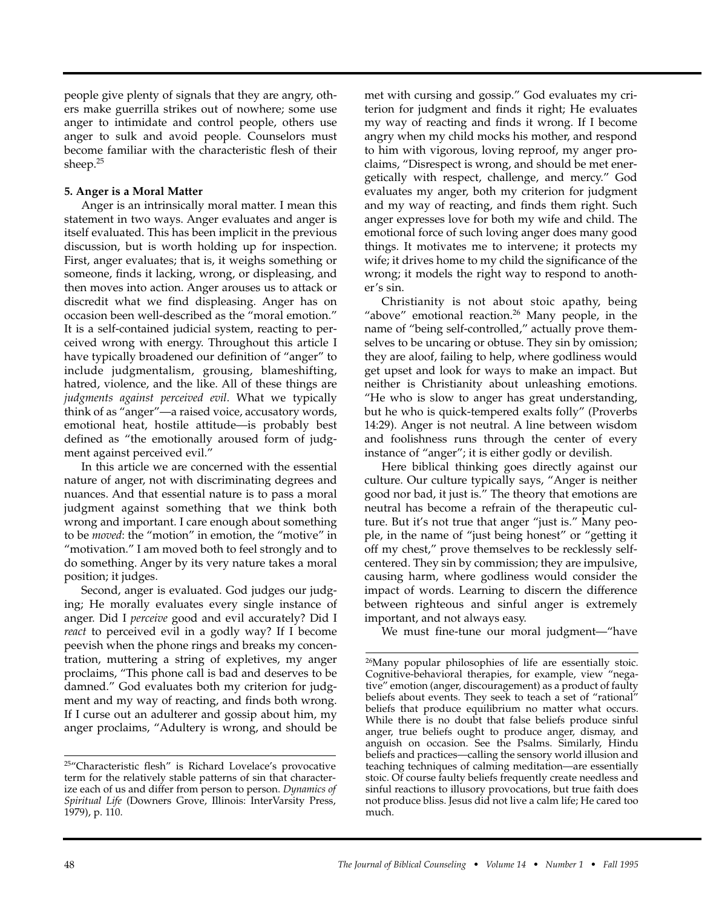people give plenty of signals that they are angry, others make guerrilla strikes out of nowhere; some use anger to intimidate and control people, others use anger to sulk and avoid people. Counselors must become familiar with the characteristic flesh of their sheep.[25]

**5. Anger is a Moral Matter**

Anger is an intrinsically moral matter. I mean this statement in two ways. Anger evaluates and anger is itself evaluated. This has been implicit in the previous discussion, but is worth holding up for inspection. First, anger evaluates; that is, it weighs something or someone, finds it lacking, wrong, or displeasing, and then moves into action. Anger arouses us to attack or discredit what we find displeasing. Anger has on occasion been well-described as the "moral emotion." It is a self-contained judicial system, reacting to perceived wrong with energy. Throughout this article I have typically broadened our definition of "anger" to include judgmentalism, grousing, blameshifting, hatred, violence, and the like. All of these things are *judgments against perceived evil*. What we typically think of as "anger"—a raised voice, accusatory words, emotional heat, hostile attitude—is probably best defined as "the emotionally aroused form of judgment against perceived evil."

In this article we are concerned with the essential nature of anger, not with discriminating degrees and nuances. And that essential nature is to pass a moral judgment against something that we think both wrong and important. I care enough about something to be *moved*: the "motion" in emotion, the "motive" in "motivation." I am moved both to feel strongly and to do something. Anger by its very nature takes a moral position; it judges.

Second, anger is evaluated. God judges our judging; He morally evaluates every single instance of anger. Did I *perceive* good and evil accurately? Did I *react* to perceived evil in a godly way? If I become peevish when the phone rings and breaks my concentration, muttering a string of expletives, my anger proclaims, "This phone call is bad and deserves to be damned." God evaluates both my criterion for judgment and my way of reacting, and finds both wrong. If I curse out an adulterer and gossip about him, my anger proclaims, "Adultery is wrong, and should be met with cursing and gossip." God evaluates my criterion for judgment and finds it right; He evaluates my way of reacting and finds it wrong. If I become angry when my child mocks his mother, and respond to him with vigorous, loving reproof, my anger proclaims, "Disrespect is wrong, and should be met energetically with respect, challenge, and mercy." God evaluates my anger, both my criterion for judgment and my way of reacting, and finds them right. Such anger expresses love for both my wife and child. The emotional force of such loving anger does many good things. It motivates me to intervene; it protects my wife; it drives home to my child the significance of the wrong; it models the right way to respond to another's sin.

Christianity is not about stoic apathy, being "above" emotional reaction.[26] Many people, in the name of "being self-controlled," actually prove themselves to be uncaring or obtuse. They sin by omission; they are aloof, failing to help, where godliness would get upset and look for ways to make an impact. But neither is Christianity about unleashing emotions. "He who is slow to anger has great understanding, but he who is quick-tempered exalts folly" (Proverbs 14:29). Anger is not neutral. A line between wisdom and foolishness runs through the center of every instance of "anger"; it is either godly or devilish.

Here biblical thinking goes directly against our culture. Our culture typically says, "Anger is neither good nor bad, it just is." The theory that emotions are neutral has become a refrain of the therapeutic culture. But it's not true that anger "just is." Many people, in the name of "just being honest" or "getting it off my chest," prove themselves to be recklessly self-centered. They sin by commission; they are impulsive, causing harm, where godliness would consider the impact of words. Learning to discern the difference between righteous and sinful anger is extremely important, and not always easy.

We must fine-tune our moral judgment—"have

---

[25]"Characteristic flesh" is Richard Lovelace's provocative term for the relatively stable patterns of sin that characterize each of us and differ from person to person. *Dynamics of Spiritual Life* (Downers Grove, Illinois: InterVarsity Press, 1979), p. 110.

[26]Many popular philosophies of life are essentially stoic. Cognitive-behavioral therapies, for example, view "negative" emotion (anger, discouragement) as a product of faulty beliefs about events. They seek to teach a set of "rational" beliefs that produce equilibrium no matter what occurs. While there is no doubt that false beliefs produce sinful anger, true beliefs ought to produce anger, dismay, and anguish on occasion. See the Psalms. Similarly, Hindu beliefs and practices—calling the sensory world illusion and teaching techniques of calming meditation—are essentially stoic. Of course faulty beliefs frequently create needless and sinful reactions to illusory provocations, but true faith does not produce bliss. Jesus did not live a calm life; He cared too much.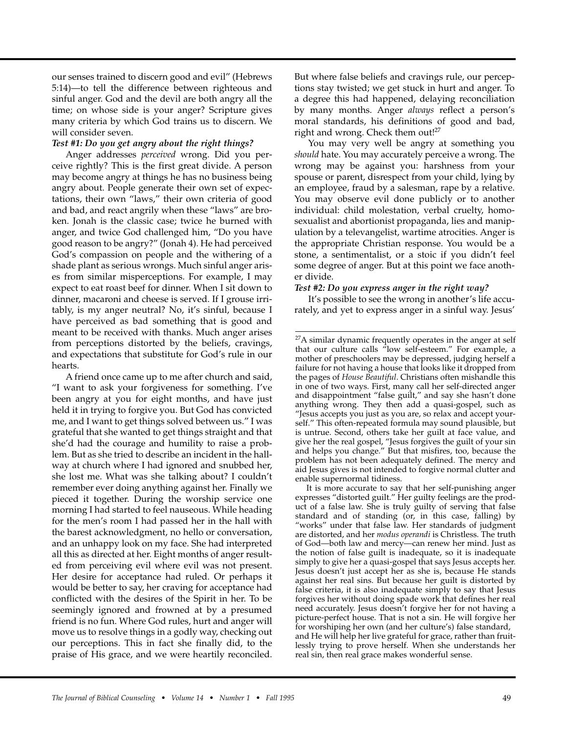our senses trained to discern good and evil" (Hebrews 5:14)—to tell the difference between righteous and sinful anger. God and the devil are both angry all the time; on whose side is your anger? Scripture gives many criteria by which God trains us to discern. We will consider seven.

***Test #1: Do you get angry about the right things?***

Anger addresses *perceived* wrong. Did you perceive rightly? This is the first great divide. A person may become angry at things he has no business being angry about. People generate their own set of expectations, their own "laws," their own criteria of good and bad, and react angrily when these "laws" are broken. Jonah is the classic case; twice he burned with anger, and twice God challenged him, "Do you have good reason to be angry?" (Jonah 4). He had perceived God's compassion on people and the withering of a shade plant as serious wrongs. Much sinful anger arises from similar misperceptions. For example, I may expect to eat roast beef for dinner. When I sit down to dinner, macaroni and cheese is served. If I grouse irritably, is my anger neutral? No, it's sinful, because I have perceived as bad something that is good and meant to be received with thanks. Much anger arises from perceptions distorted by the beliefs, cravings, and expectations that substitute for God's rule in our hearts.

A friend once came up to me after church and said, "I want to ask your forgiveness for something. I've been angry at you for eight months, and have just held it in trying to forgive you. But God has convicted me, and I want to get things solved between us." I was grateful that she wanted to get things straight and that she'd had the courage and humility to raise a problem. But as she tried to describe an incident in the hallway at church where I had ignored and snubbed her, she lost me. What was she talking about? I couldn't remember ever doing anything against her. Finally we pieced it together. During the worship service one morning I had started to feel nauseous. While heading for the men's room I had passed her in the hall with the barest acknowledgment, no hello or conversation, and an unhappy look on my face. She had interpreted all this as directed at her. Eight months of anger resulted from perceiving evil where evil was not present. Her desire for acceptance had ruled. Or perhaps it would be better to say, her craving for acceptance had conflicted with the desires of the Spirit in her. To be seemingly ignored and frowned at by a presumed friend is no fun. Where God rules, hurt and anger will move us to resolve things in a godly way, checking out our perceptions. This in fact she finally did, to the praise of His grace, and we were heartily reconciled. But where false beliefs and cravings rule, our perceptions stay twisted; we get stuck in hurt and anger. To a degree this had happened, delaying reconciliation by many months. Anger *always* reflect a person's moral standards, his definitions of good and bad, right and wrong. Check them out![27]

You may very well be angry at something you *should* hate. You may accurately perceive a wrong. The wrong may be against you: harshness from your spouse or parent, disrespect from your child, lying by an employee, fraud by a salesman, rape by a relative. You may observe evil done publicly or to another individual: child molestation, verbal cruelty, homosexualist and abortionist propaganda, lies and manipulation by a televangelist, wartime atrocities. Anger is the appropriate Christian response. You would be a stone, a sentimentalist, or a stoic if you didn't feel some degree of anger. But at this point we face another divide.

***Test #2: Do you express anger in the right way?***

It's possible to see the wrong in another's life accurately, and yet to express anger in a sinful way. Jesus'

---

[27]A similar dynamic frequently operates in the anger at self that our culture calls "low self-esteem." For example, a mother of preschoolers may be depressed, judging herself a failure for not having a house that looks like it dropped from the pages of *House Beautiful*. Christians often mishandle this in one of two ways. First, many call her self-directed anger and disappointment "false guilt," and say she hasn't done anything wrong. They then add a quasi-gospel, such as "Jesus accepts you just as you are, so relax and accept yourself." This often-repeated formula may sound plausible, but is untrue. Second, others take her guilt at face value, and give her the real gospel, "Jesus forgives the guilt of your sin and helps you change." But that misfires, too, because the problem has not been adequately defined. The mercy and aid Jesus gives is not intended to forgive normal clutter and enable supernormal tidiness.

It is more accurate to say that her self-punishing anger expresses "distorted guilt." Her guilty feelings are the product of a false law. She is truly guilty of serving that false standard and of standing (or, in this case, falling) by "works" under that false law. Her standards of judgment are distorted, and her *modus operandi* is Christless. The truth of God—both law and mercy—can renew her mind. Just as the notion of false guilt is inadequate, so it is inadequate simply to give her a quasi-gospel that says Jesus accepts her. Jesus doesn't just accept her as she is, because He stands against her real sins. But because her guilt is distorted by false criteria, it is also inadequate simply to say that Jesus forgives her without doing spade work that defines her real need accurately. Jesus doesn't forgive her for not having a picture-perfect house. That is not a sin. He will forgive her for worshiping her own (and her culture's) false standard, and He will help her live grateful for grace, rather than fruitlessly trying to prove herself. When she understands her real sin, then real grace makes wonderful sense.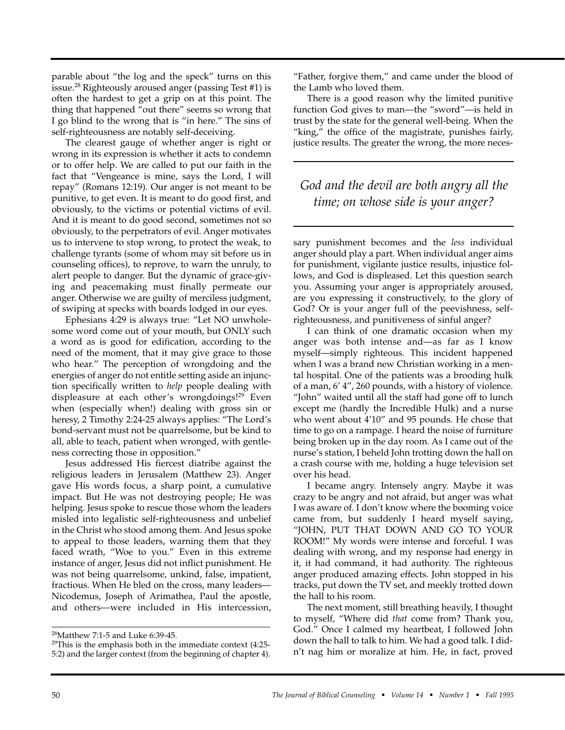parable about "the log and the speck" turns on this issue.[28] Righteously aroused anger (passing Test #1) is often the hardest to get a grip on at this point. The thing that happened "out there" seems so wrong that I go blind to the wrong that is "in here." The sins of self-righteousness are notably self-deceiving.

The clearest gauge of whether anger is right or wrong in its expression is whether it acts to condemn or to offer help. We are called to put our faith in the fact that "Vengeance is mine, says the Lord, I will repay" (Romans 12:19). Our anger is not meant to be punitive, to get even. It is meant to do good first, and obviously, to the victims or potential victims of evil. And it is meant to do good second, sometimes not so obviously, to the perpetrators of evil. Anger motivates us to intervene to stop wrong, to protect the weak, to challenge tyrants (some of whom may sit before us in counseling offices), to reprove, to warn the unruly, to alert people to danger. But the dynamic of grace-giving and peacemaking must finally permeate our anger. Otherwise we are guilty of merciless judgment, of swiping at specks with boards lodged in our eyes.

Ephesians 4:29 is always true: "Let NO unwholesome word come out of your mouth, but ONLY such a word as is good for edification, according to the need of the moment, that it may give grace to those who hear." The perception of wrongdoing and the energies of anger do not entitle setting aside an injunction specifically written to *help* people dealing with displeasure at each other's wrongdoings![29] Even when (especially when!) dealing with gross sin or heresy, 2 Timothy 2:24-25 always applies: "The Lord's bond-servant must not be quarrelsome, but be kind to all, able to teach, patient when wronged, with gentleness correcting those in opposition."

Jesus addressed His fiercest diatribe against the religious leaders in Jerusalem (Matthew 23). Anger gave His words focus, a sharp point, a cumulative impact. But He was not destroying people; He was helping. Jesus spoke to rescue those whom the leaders misled into legalistic self-righteousness and unbelief in the Christ who stood among them. And Jesus spoke to appeal to those leaders, warning them that they faced wrath, "Woe to you." Even in this extreme instance of anger, Jesus did not inflict punishment. He was not being quarrelsome, unkind, false, impatient, fractious. When He bled on the cross, many leaders—Nicodemus, Joseph of Arimathea, Paul the apostle, and others—were included in His intercession, "Father, forgive them," and came under the blood of the Lamb who loved them.

There is a good reason why the limited punitive function God gives to man—the "sword"—is held in trust by the state for the general well-being. When the "king," the office of the magistrate, punishes fairly, justice results. The greater the wrong, the more necessary punishment becomes and the *less* individual anger should play a part. When individual anger aims for punishment, vigilante justice results, injustice follows, and God is displeased. Let this question search you. Assuming your anger is appropriately aroused, are you expressing it constructively, to the glory of God? Or is your anger full of the peevishness, self-righteousness, and punitiveness of sinful anger?

> *God and the devil are both angry all the time; on whose side is your anger?*

I can think of one dramatic occasion when my anger was both intense and—as far as I know myself—simply righteous. This incident happened when I was a brand new Christian working in a mental hospital. One of the patients was a brooding hulk of a man, 6' 4", 260 pounds, with a history of violence. "John" waited until all the staff had gone off to lunch except me (hardly the Incredible Hulk) and a nurse who went about 4'10" and 95 pounds. He chose that time to go on a rampage. I heard the noise of furniture being broken up in the day room. As I came out of the nurse's station, I beheld John trotting down the hall on a crash course with me, holding a huge television set over his head.

I became angry. Intensely angry. Maybe it was crazy to be angry and not afraid, but anger was what I was aware of. I don't know where the booming voice came from, but suddenly I heard myself saying, "JOHN, PUT THAT DOWN AND GO TO YOUR ROOM!" My words were intense and forceful. I was dealing with wrong, and my response had energy in it, it had command, it had authority. The righteous anger produced amazing effects. John stopped in his tracks, put down the TV set, and meekly trotted down the hall to his room.

The next moment, still breathing heavily, I thought to myself, "Where did *that* come from? Thank you, God." Once I calmed my heartbeat, I followed John down the hall to talk to him. We had a good talk. I didn't nag him or moralize at him. He, in fact, proved

---

[28] Matthew 7:1-5 and Luke 6:39-45.

[29] This is the emphasis both in the immediate context (4:25-5:2) and the larger context (from the beginning of chapter 4).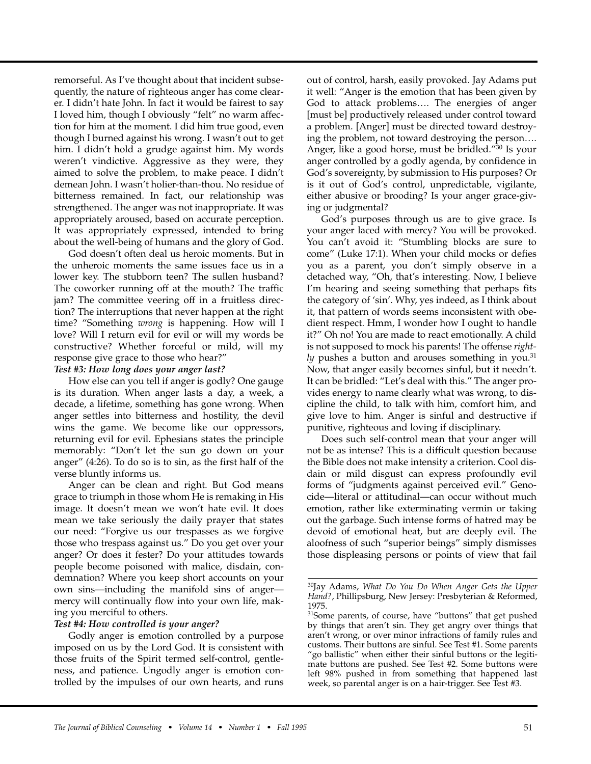remorseful. As I've thought about that incident subsequently, the nature of righteous anger has come clearer. I didn't hate John. In fact it would be fairest to say I loved him, though I obviously "felt" no warm affection for him at the moment. I did him true good, even though I burned against his wrong. I wasn't out to get him. I didn't hold a grudge against him. My words weren't vindictive. Aggressive as they were, they aimed to solve the problem, to make peace. I didn't demean John. I wasn't holier-than-thou. No residue of bitterness remained. In fact, our relationship was strengthened. The anger was not inappropriate. It was appropriately aroused, based on accurate perception. It was appropriately expressed, intended to bring about the well-being of humans and the glory of God.

God doesn't often deal us heroic moments. But in the unheroic moments the same issues face us in a lower key. The stubborn teen? The sullen husband? The coworker running off at the mouth? The traffic jam? The committee veering off in a fruitless direction? The interruptions that never happen at the right time? "Something *wrong* is happening. How will I love? Will I return evil for evil or will my words be constructive? Whether forceful or mild, will my response give grace to those who hear?"

***Test #3: How long does your anger last?***

How else can you tell if anger is godly? One gauge is its duration. When anger lasts a day, a week, a decade, a lifetime, something has gone wrong. When anger settles into bitterness and hostility, the devil wins the game. We become like our oppressors, returning evil for evil. Ephesians states the principle memorably: "Don't let the sun go down on your anger" (4:26). To do so is to sin, as the first half of the verse bluntly informs us.

Anger can be clean and right. But God means grace to triumph in those whom He is remaking in His image. It doesn't mean we won't hate evil. It does mean we take seriously the daily prayer that states our need: "Forgive us our trespasses as we forgive those who trespass against us." Do you get over your anger? Or does it fester? Do your attitudes towards people become poisoned with malice, disdain, condemnation? Where you keep short accounts on your own sins—including the manifold sins of anger—mercy will continually flow into your own life, making you merciful to others.

***Test #4: How controlled is your anger?***

Godly anger is emotion controlled by a purpose imposed on us by the Lord God. It is consistent with those fruits of the Spirit termed self-control, gentleness, and patience. Ungodly anger is emotion controlled by the impulses of our own hearts, and runs out of control, harsh, easily provoked. Jay Adams put it well: "Anger is the emotion that has been given by God to attack problems…. The energies of anger [must be] productively released under control toward a problem. [Anger] must be directed toward destroying the problem, not toward destroying the person…. Anger, like a good horse, must be bridled."[30] Is your anger controlled by a godly agenda, by confidence in God's sovereignty, by submission to His purposes? Or is it out of God's control, unpredictable, vigilante, either abusive or brooding? Is your anger grace-giving or judgmental?

God's purposes through us are to give grace. Is your anger laced with mercy? You will be provoked. You can't avoid it: "Stumbling blocks are sure to come" (Luke 17:1). When your child mocks or defies you as a parent, you don't simply observe in a detached way, "Oh, that's interesting. Now, I believe I'm hearing and seeing something that perhaps fits the category of 'sin'. Why, yes indeed, as I think about it, that pattern of words seems inconsistent with obedient respect. Hmm, I wonder how I ought to handle it?" Oh no! You are made to react emotionally. A child is not supposed to mock his parents! The offense *rightly* pushes a button and arouses something in you.[31] Now, that anger easily becomes sinful, but it needn't. It can be bridled: "Let's deal with this." The anger provides energy to name clearly what was wrong, to discipline the child, to talk with him, comfort him, and give love to him. Anger is sinful and destructive if punitive, righteous and loving if disciplinary.

Does such self-control mean that your anger will not be as intense? This is a difficult question because the Bible does not make intensity a criterion. Cool disdain or mild disgust can express profoundly evil forms of "judgments against perceived evil." Genocide—literal or attitudinal—can occur without much emotion, rather like exterminating vermin or taking out the garbage. Such intense forms of hatred may be devoid of emotional heat, but are deeply evil. The aloofness of such "superior beings" simply dismisses those displeasing persons or points of view that fail

---

[30] Jay Adams, *What Do You Do When Anger Gets the Upper Hand?*, Phillipsburg, New Jersey: Presbyterian & Reformed, 1975.

[31] Some parents, of course, have "buttons" that get pushed by things that aren't sin. They get angry over things that aren't wrong, or over minor infractions of family rules and customs. Their buttons are sinful. See Test #1. Some parents "go ballistic" when either their sinful buttons or the legitimate buttons are pushed. See Test #2. Some buttons were left 98% pushed in from something that happened last week, so parental anger is on a hair-trigger. See Test #3.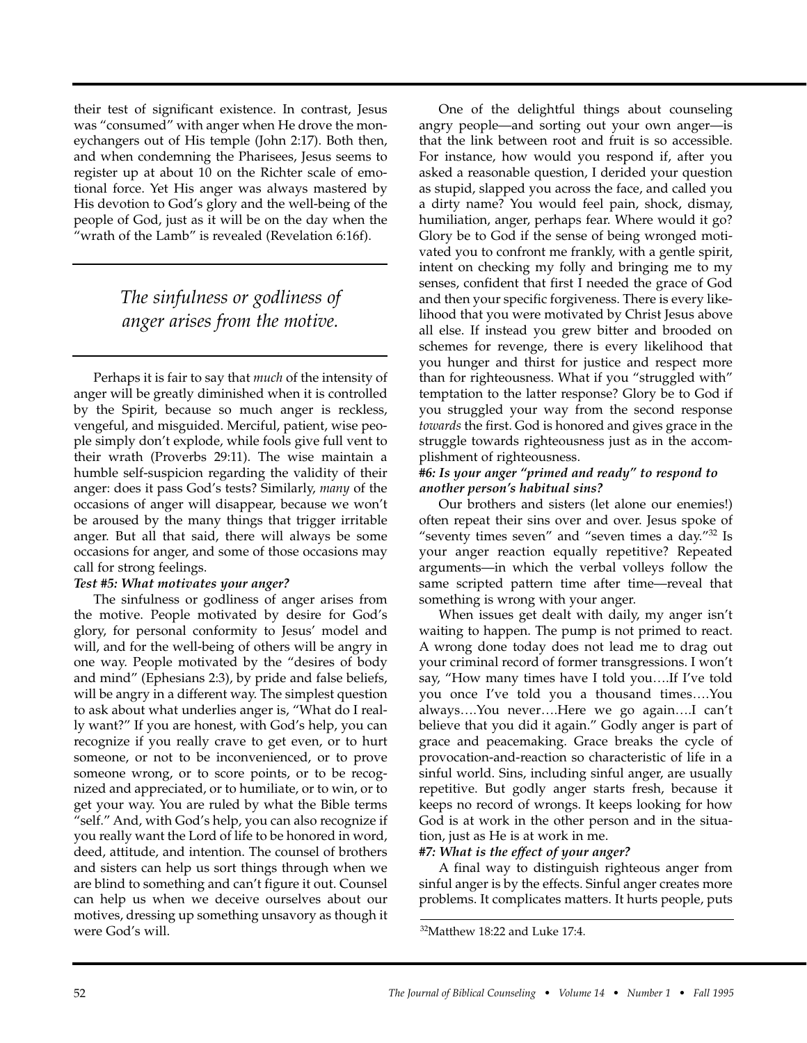their test of significant existence. In contrast, Jesus was "consumed" with anger when He drove the moneychangers out of His temple (John 2:17). Both then, and when condemning the Pharisees, Jesus seems to register up at about 10 on the Richter scale of emotional force. Yet His anger was always mastered by His devotion to God's glory and the well-being of the people of God, just as it will be on the day when the "wrath of the Lamb" is revealed (Revelation 6:16f).

> *The sinfulness or godliness of anger arises from the motive.*

Perhaps it is fair to say that *much* of the intensity of anger will be greatly diminished when it is controlled by the Spirit, because so much anger is reckless, vengeful, and misguided. Merciful, patient, wise people simply don't explode, while fools give full vent to their wrath (Proverbs 29:11). The wise maintain a humble self-suspicion regarding the validity of their anger: does it pass God's tests? Similarly, *many* of the occasions of anger will disappear, because we won't be aroused by the many things that trigger irritable anger. But all that said, there will always be some occasions for anger, and some of those occasions may call for strong feelings.

***Test #5: What motivates your anger?***

The sinfulness or godliness of anger arises from the motive. People motivated by desire for God's glory, for personal conformity to Jesus' model and will, and for the well-being of others will be angry in one way. People motivated by the "desires of body and mind" (Ephesians 2:3), by pride and false beliefs, will be angry in a different way. The simplest question to ask about what underlies anger is, "What do I really want?" If you are honest, with God's help, you can recognize if you really crave to get even, or to hurt someone, or not to be inconvenienced, or to prove someone wrong, or to score points, or to be recognized and appreciated, or to humiliate, or to win, or to get your way. You are ruled by what the Bible terms "self." And, with God's help, you can also recognize if you really want the Lord of life to be honored in word, deed, attitude, and intention. The counsel of brothers and sisters can help us sort things through when we are blind to something and can't figure it out. Counsel can help us when we deceive ourselves about our motives, dressing up something unsavory as though it were God's will.

One of the delightful things about counseling angry people—and sorting out your own anger—is that the link between root and fruit is so accessible. For instance, how would you respond if, after you asked a reasonable question, I derided your question as stupid, slapped you across the face, and called you a dirty name? You would feel pain, shock, dismay, humiliation, anger, perhaps fear. Where would it go? Glory be to God if the sense of being wronged motivated you to confront me frankly, with a gentle spirit, intent on checking my folly and bringing me to my senses, confident that first I needed the grace of God and then your specific forgiveness. There is every likelihood that you were motivated by Christ Jesus above all else. If instead you grew bitter and brooded on schemes for revenge, there is every likelihood that you hunger and thirst for justice and respect more than for righteousness. What if you "struggled with" temptation to the latter response? Glory be to God if you struggled your way from the second response *towards* the first. God is honored and gives grace in the struggle towards righteousness just as in the accomplishment of righteousness.

***#6: Is your anger "primed and ready" to respond to another person's habitual sins?***

Our brothers and sisters (let alone our enemies!) often repeat their sins over and over. Jesus spoke of "seventy times seven" and "seven times a day."[32] Is your anger reaction equally repetitive? Repeated arguments—in which the verbal volleys follow the same scripted pattern time after time—reveal that something is wrong with your anger.

When issues get dealt with daily, my anger isn't waiting to happen. The pump is not primed to react. A wrong done today does not lead me to drag out your criminal record of former transgressions. I won't say, "How many times have I told you….If I've told you once I've told you a thousand times….You always….You never….Here we go again….I can't believe that you did it again." Godly anger is part of grace and peacemaking. Grace breaks the cycle of provocation-and-reaction so characteristic of life in a sinful world. Sins, including sinful anger, are usually repetitive. But godly anger starts fresh, because it keeps no record of wrongs. It keeps looking for how God is at work in the other person and in the situation, just as He is at work in me.

***#7: What is the effect of your anger?***

A final way to distinguish righteous anger from sinful anger is by the effects. Sinful anger creates more problems. It complicates matters. It hurts people, puts

[32] Matthew 18:22 and Luke 17:4.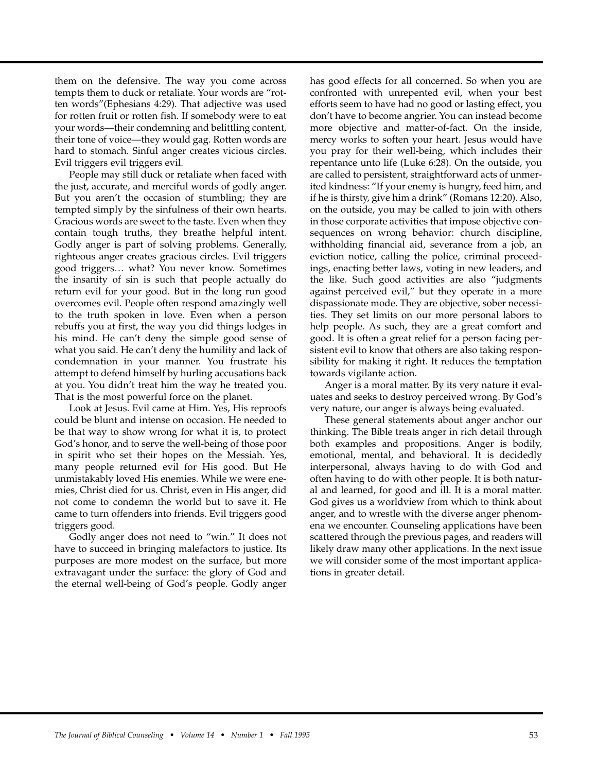them on the defensive. The way you come across tempts them to duck or retaliate. Your words are "rotten words"(Ephesians 4:29). That adjective was used for rotten fruit or rotten fish. If somebody were to eat your words—their condemning and belittling content, their tone of voice—they would gag. Rotten words are hard to stomach. Sinful anger creates vicious circles. Evil triggers evil triggers evil.

People may still duck or retaliate when faced with the just, accurate, and merciful words of godly anger. But you aren't the occasion of stumbling; they are tempted simply by the sinfulness of their own hearts. Gracious words are sweet to the taste. Even when they contain tough truths, they breathe helpful intent. Godly anger is part of solving problems. Generally, righteous anger creates gracious circles. Evil triggers good triggers… what? You never know. Sometimes the insanity of sin is such that people actually do return evil for your good. But in the long run good overcomes evil. People often respond amazingly well to the truth spoken in love. Even when a person rebuffs you at first, the way you did things lodges in his mind. He can't deny the simple good sense of what you said. He can't deny the humility and lack of condemnation in your manner. You frustrate his attempt to defend himself by hurling accusations back at you. You didn't treat him the way he treated you. That is the most powerful force on the planet.

Look at Jesus. Evil came at Him. Yes, His reproofs could be blunt and intense on occasion. He needed to be that way to show wrong for what it is, to protect God's honor, and to serve the well-being of those poor in spirit who set their hopes on the Messiah. Yes, many people returned evil for His good. But He unmistakably loved His enemies. While we were enemies, Christ died for us. Christ, even in His anger, did not come to condemn the world but to save it. He came to turn offenders into friends. Evil triggers good triggers good.

Godly anger does not need to "win." It does not have to succeed in bringing malefactors to justice. Its purposes are more modest on the surface, but more extravagant under the surface: the glory of God and the eternal well-being of God's people. Godly anger has good effects for all concerned. So when you are confronted with unrepented evil, when your best efforts seem to have had no good or lasting effect, you don't have to become angrier. You can instead become more objective and matter-of-fact. On the inside, mercy works to soften your heart. Jesus would have you pray for their well-being, which includes their repentance unto life (Luke 6:28). On the outside, you are called to persistent, straightforward acts of unmerited kindness: "If your enemy is hungry, feed him, and if he is thirsty, give him a drink" (Romans 12:20). Also, on the outside, you may be called to join with others in those corporate activities that impose objective consequences on wrong behavior: church discipline, withholding financial aid, severance from a job, an eviction notice, calling the police, criminal proceedings, enacting better laws, voting in new leaders, and the like. Such good activities are also "judgments against perceived evil," but they operate in a more dispassionate mode. They are objective, sober necessities. They set limits on our more personal labors to help people. As such, they are a great comfort and good. It is often a great relief for a person facing persistent evil to know that others are also taking responsibility for making it right. It reduces the temptation towards vigilante action.

Anger is a moral matter. By its very nature it evaluates and seeks to destroy perceived wrong. By God's very nature, our anger is always being evaluated.

These general statements about anger anchor our thinking. The Bible treats anger in rich detail through both examples and propositions. Anger is bodily, emotional, mental, and behavioral. It is decidedly interpersonal, always having to do with God and often having to do with other people. It is both natural and learned, for good and ill. It is a moral matter. God gives us a worldview from which to think about anger, and to wrestle with the diverse anger phenomena we encounter. Counseling applications have been scattered through the previous pages, and readers will likely draw many other applications. In the next issue we will consider some of the most important applications in greater detail.